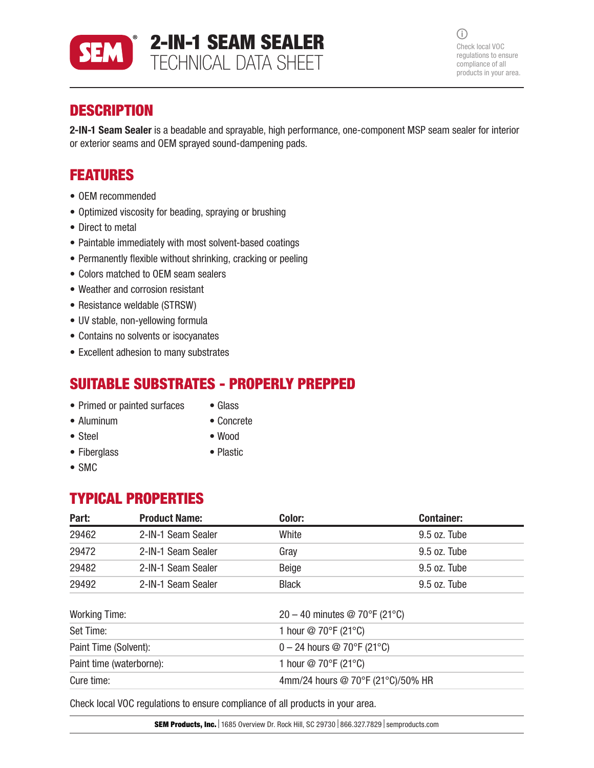# 2-IN-1 SEAM SEALER
TECHNICAL DATA SHEET

Check local VOC regulations to ensure compliance of all products in your area.

## DESCRIPTION

**2-IN-1 Seam Sealer** is a beadable and sprayable, high performance, one-component MSP seam sealer for interior or exterior seams and OEM sprayed sound-dampening pads.

## FEATURES

- OEM recommended
- Optimized viscosity for beading, spraying or brushing
- Direct to metal
- Paintable immediately with most solvent-based coatings
- Permanently flexible without shrinking, cracking or peeling
- Colors matched to OEM seam sealers
- Weather and corrosion resistant
- Resistance weldable (STRSW)
- UV stable, non-yellowing formula
- Contains no solvents or isocyanates
- Excellent adhesion to many substrates

## SUITABLE SUBSTRATES - PROPERLY PREPPED

- Primed or painted surfaces
- Aluminum
- Steel
- Fiberglass
- SMC
- Glass
- Concrete
- Wood
- Plastic

## TYPICAL PROPERTIES

| Part: | Product Name: | Color: | Container: |
|---|---|---|---|
| 29462 | 2-IN-1 Seam Sealer | White | 9.5 oz. Tube |
| 29472 | 2-IN-1 Seam Sealer | Gray | 9.5 oz. Tube |
| 29482 | 2-IN-1 Seam Sealer | Beige | 9.5 oz. Tube |
| 29492 | 2-IN-1 Seam Sealer | Black | 9.5 oz. Tube |

| | |
|---|---|
| Working Time: | 20 – 40 minutes @ 70°F (21°C) |
| Set Time: | 1 hour @ 70°F (21°C) |
| Paint Time (Solvent): | 0 – 24 hours @ 70°F (21°C) |
| Paint time (waterborne): | 1 hour @ 70°F (21°C) |
| Cure time: | 4mm/24 hours @ 70°F (21°C)/50% HR |

Check local VOC regulations to ensure compliance of all products in your area.

**SEM Products, Inc.** | 1685 Overview Dr. Rock Hill, SC 29730 | 866.327.7829 | semproducts.com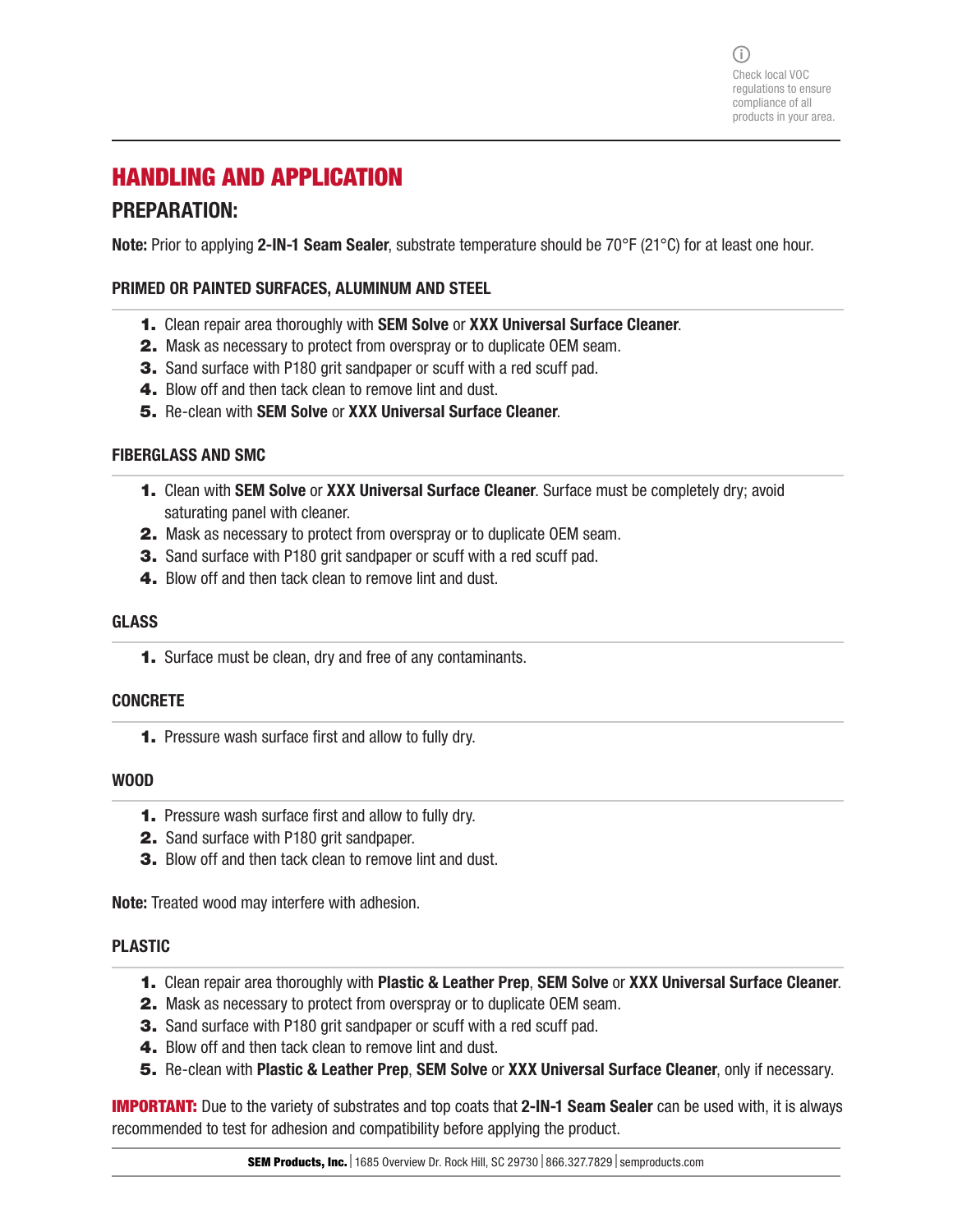Check local VOC regulations to ensure compliance of all products in your area.

# HANDLING AND APPLICATION

## PREPARATION:

**Note:** Prior to applying **2-IN-1 Seam Sealer**, substrate temperature should be 70°F (21°C) for at least one hour.

### PRIMED OR PAINTED SURFACES, ALUMINUM AND STEEL

1. Clean repair area thoroughly with **SEM Solve** or **XXX Universal Surface Cleaner**.
2. Mask as necessary to protect from overspray or to duplicate OEM seam.
3. Sand surface with P180 grit sandpaper or scuff with a red scuff pad.
4. Blow off and then tack clean to remove lint and dust.
5. Re-clean with **SEM Solve** or **XXX Universal Surface Cleaner**.

### FIBERGLASS AND SMC

1. Clean with **SEM Solve** or **XXX Universal Surface Cleaner**. Surface must be completely dry; avoid saturating panel with cleaner.
2. Mask as necessary to protect from overspray or to duplicate OEM seam.
3. Sand surface with P180 grit sandpaper or scuff with a red scuff pad.
4. Blow off and then tack clean to remove lint and dust.

### GLASS

1. Surface must be clean, dry and free of any contaminants.

### CONCRETE

1. Pressure wash surface first and allow to fully dry.

### WOOD

1. Pressure wash surface first and allow to fully dry.
2. Sand surface with P180 grit sandpaper.
3. Blow off and then tack clean to remove lint and dust.

**Note:** Treated wood may interfere with adhesion.

### PLASTIC

1. Clean repair area thoroughly with **Plastic & Leather Prep**, **SEM Solve** or **XXX Universal Surface Cleaner**.
2. Mask as necessary to protect from overspray or to duplicate OEM seam.
3. Sand surface with P180 grit sandpaper or scuff with a red scuff pad.
4. Blow off and then tack clean to remove lint and dust.
5. Re-clean with **Plastic & Leather Prep**, **SEM Solve** or **XXX Universal Surface Cleaner**, only if necessary.

**IMPORTANT:** Due to the variety of substrates and top coats that **2-IN-1 Seam Sealer** can be used with, it is always recommended to test for adhesion and compatibility before applying the product.

**SEM Products, Inc.** | 1685 Overview Dr. Rock Hill, SC 29730 | 866.327.7829 | semproducts.com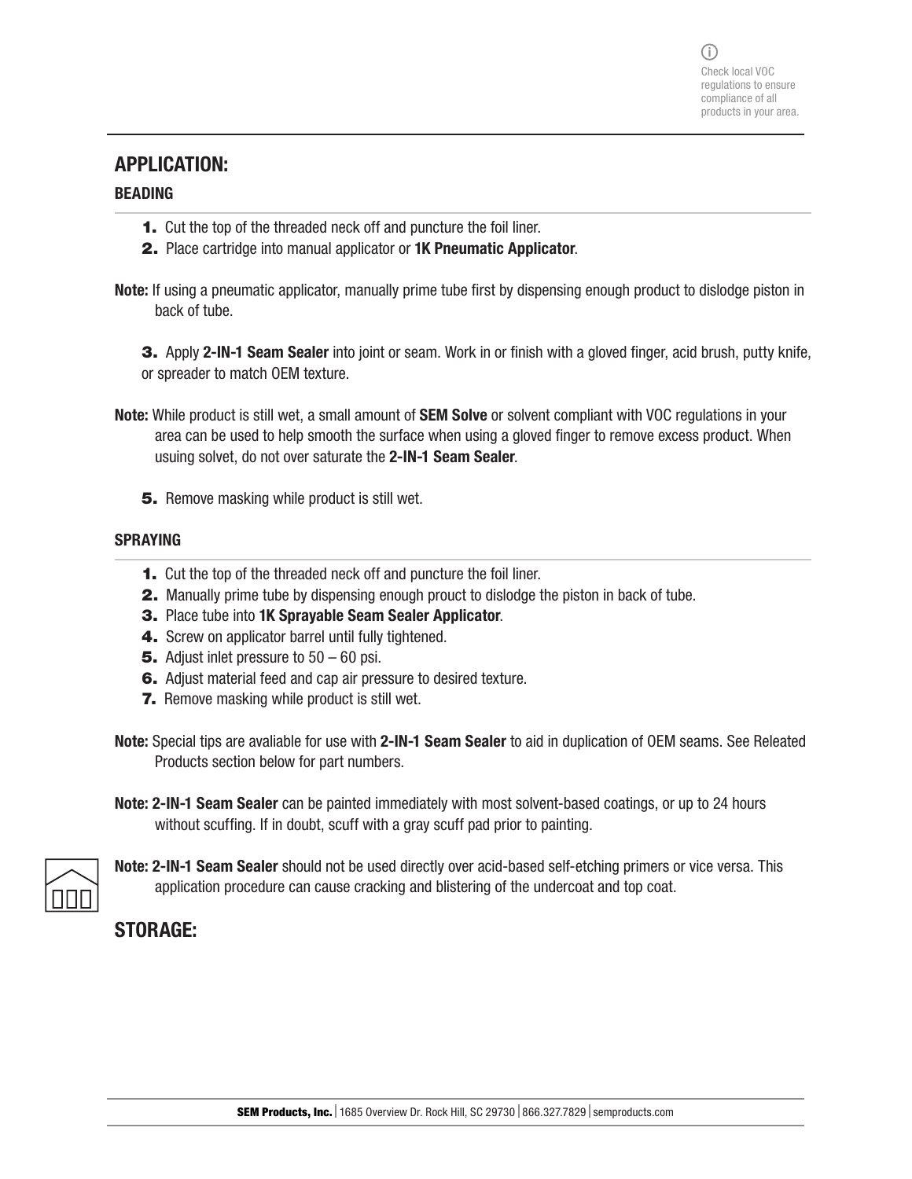Check local VOC regulations to ensure compliance of all products in your area.

## APPLICATION:

### BEADING

1. Cut the top of the threaded neck off and puncture the foil liner.
2. Place cartridge into manual applicator or **1K Pneumatic Applicator**.

**Note:** If using a pneumatic applicator, manually prime tube first by dispensing enough product to dislodge piston in back of tube.

3. Apply **2-IN-1 Seam Sealer** into joint or seam. Work in or finish with a gloved finger, acid brush, putty knife, or spreader to match OEM texture.

**Note:** While product is still wet, a small amount of **SEM Solve** or solvent compliant with VOC regulations in your area can be used to help smooth the surface when using a gloved finger to remove excess product. When usuing solvet, do not over saturate the **2-IN-1 Seam Sealer**.

5. Remove masking while product is still wet.

### SPRAYING

1. Cut the top of the threaded neck off and puncture the foil liner.
2. Manually prime tube by dispensing enough prouct to dislodge the piston in back of tube.
3. Place tube into **1K Sprayable Seam Sealer Applicator**.
4. Screw on applicator barrel until fully tightened.
5. Adjust inlet pressure to 50 – 60 psi.
6. Adjust material feed and cap air pressure to desired texture.
7. Remove masking while product is still wet.

**Note:** Special tips are avaliable for use with **2-IN-1 Seam Sealer** to aid in duplication of OEM seams. See Releated Products section below for part numbers.

**Note: 2-IN-1 Seam Sealer** can be painted immediately with most solvent-based coatings, or up to 24 hours without scuffing. If in doubt, scuff with a gray scuff pad prior to painting.

**Note: 2-IN-1 Seam Sealer** should not be used directly over acid-based self-etching primers or vice versa. This application procedure can cause cracking and blistering of the undercoat and top coat.

## STORAGE: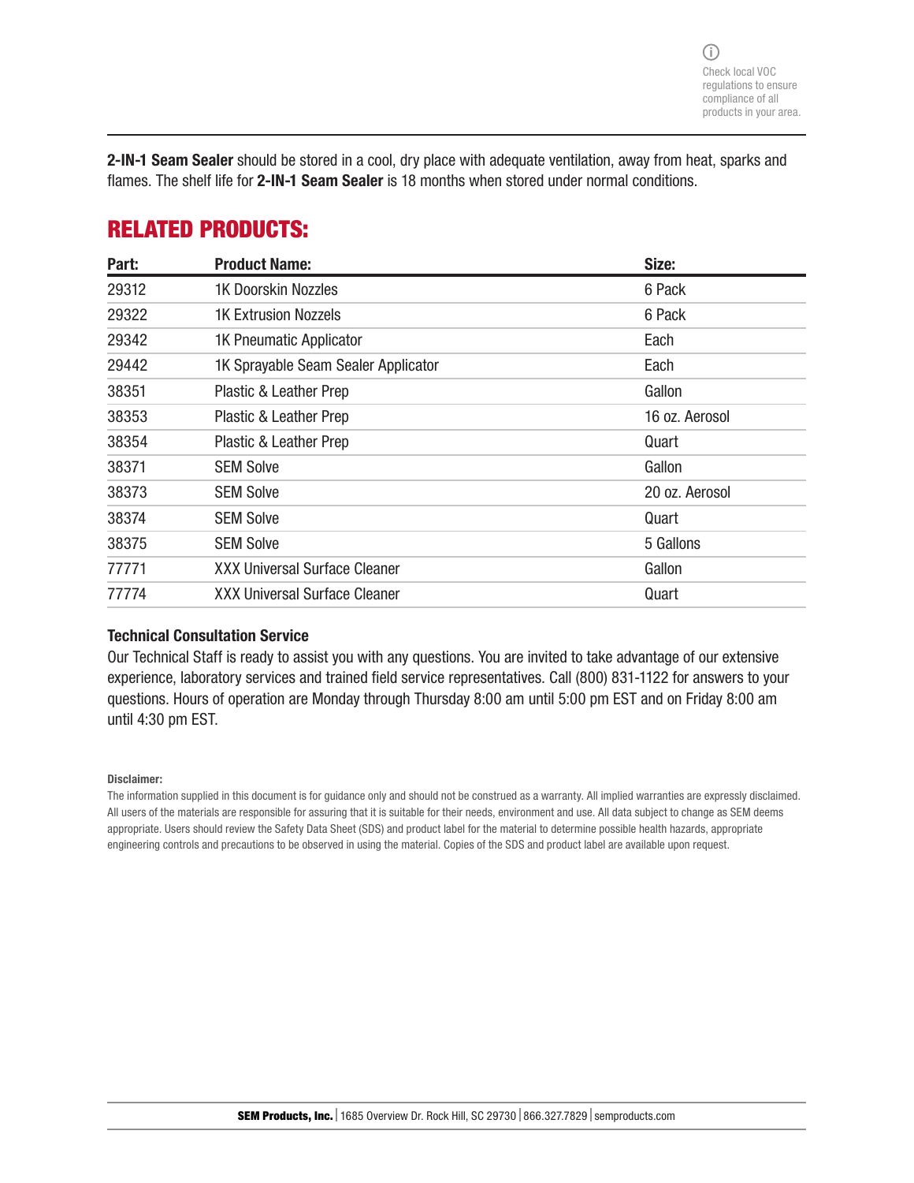Check local VOC regulations to ensure compliance of all products in your area.

**2-IN-1 Seam Sealer** should be stored in a cool, dry place with adequate ventilation, away from heat, sparks and flames. The shelf life for **2-IN-1 Seam Sealer** is 18 months when stored under normal conditions.

## RELATED PRODUCTS:

| Part: | Product Name: | Size: |
|---|---|---|
| 29312 | 1K Doorskin Nozzles | 6 Pack |
| 29322 | 1K Extrusion Nozzels | 6 Pack |
| 29342 | 1K Pneumatic Applicator | Each |
| 29442 | 1K Sprayable Seam Sealer Applicator | Each |
| 38351 | Plastic & Leather Prep | Gallon |
| 38353 | Plastic & Leather Prep | 16 oz. Aerosol |
| 38354 | Plastic & Leather Prep | Quart |
| 38371 | SEM Solve | Gallon |
| 38373 | SEM Solve | 20 oz. Aerosol |
| 38374 | SEM Solve | Quart |
| 38375 | SEM Solve | 5 Gallons |
| 77771 | XXX Universal Surface Cleaner | Gallon |
| 77774 | XXX Universal Surface Cleaner | Quart |

### Technical Consultation Service

Our Technical Staff is ready to assist you with any questions. You are invited to take advantage of our extensive experience, laboratory services and trained field service representatives. Call (800) 831-1122 for answers to your questions. Hours of operation are Monday through Thursday 8:00 am until 5:00 pm EST and on Friday 8:00 am until 4:30 pm EST.

**Disclaimer:**

The information supplied in this document is for guidance only and should not be construed as a warranty. All implied warranties are expressly disclaimed. All users of the materials are responsible for assuring that it is suitable for their needs, environment and use. All data subject to change as SEM deems appropriate. Users should review the Safety Data Sheet (SDS) and product label for the material to determine possible health hazards, appropriate engineering controls and precautions to be observed in using the material. Copies of the SDS and product label are available upon request.

**SEM Products, Inc.** | 1685 Overview Dr. Rock Hill, SC 29730 | 866.327.7829 | semproducts.com